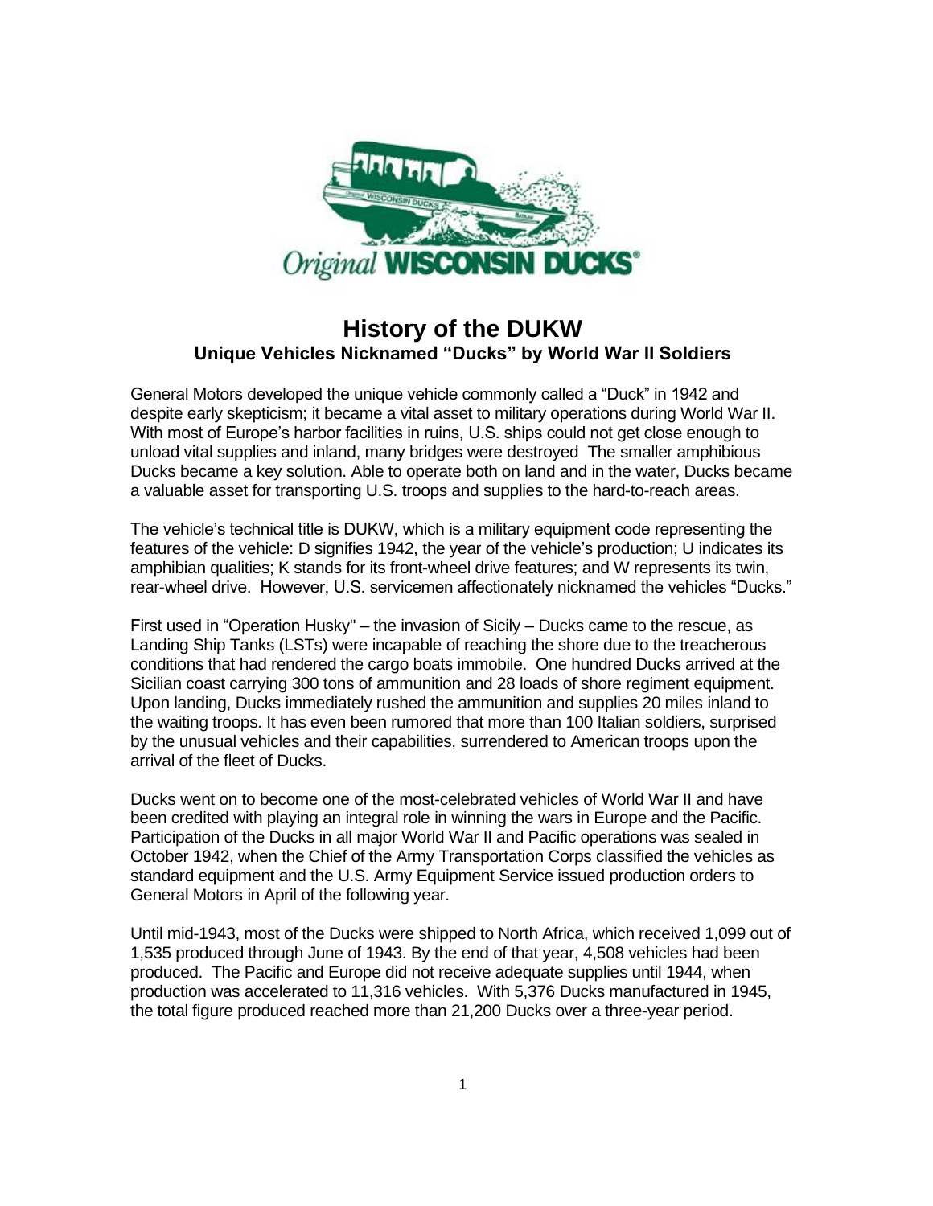# History of the DUKW

## Unique Vehicles Nicknamed "Ducks" by World War II Soldiers

General Motors developed the unique vehicle commonly called a "Duck" in 1942 and despite early skepticism; it became a vital asset to military operations during World War II. With most of Europe's harbor facilities in ruins, U.S. ships could not get close enough to unload vital supplies and inland, many bridges were destroyed The smaller amphibious Ducks became a key solution. Able to operate both on land and in the water, Ducks became a valuable asset for transporting U.S. troops and supplies to the hard-to-reach areas.

The vehicle's technical title is DUKW, which is a military equipment code representing the features of the vehicle: D signifies 1942, the year of the vehicle's production; U indicates its amphibian qualities; K stands for its front-wheel drive features; and W represents its twin, rear-wheel drive. However, U.S. servicemen affectionately nicknamed the vehicles "Ducks."

First used in "Operation Husky" – the invasion of Sicily – Ducks came to the rescue, as Landing Ship Tanks (LSTs) were incapable of reaching the shore due to the treacherous conditions that had rendered the cargo boats immobile. One hundred Ducks arrived at the Sicilian coast carrying 300 tons of ammunition and 28 loads of shore regiment equipment. Upon landing, Ducks immediately rushed the ammunition and supplies 20 miles inland to the waiting troops. It has even been rumored that more than 100 Italian soldiers, surprised by the unusual vehicles and their capabilities, surrendered to American troops upon the arrival of the fleet of Ducks.

Ducks went on to become one of the most-celebrated vehicles of World War II and have been credited with playing an integral role in winning the wars in Europe and the Pacific. Participation of the Ducks in all major World War II and Pacific operations was sealed in October 1942, when the Chief of the Army Transportation Corps classified the vehicles as standard equipment and the U.S. Army Equipment Service issued production orders to General Motors in April of the following year.

Until mid-1943, most of the Ducks were shipped to North Africa, which received 1,099 out of 1,535 produced through June of 1943. By the end of that year, 4,508 vehicles had been produced. The Pacific and Europe did not receive adequate supplies until 1944, when production was accelerated to 11,316 vehicles. With 5,376 Ducks manufactured in 1945, the total figure produced reached more than 21,200 Ducks over a three-year period.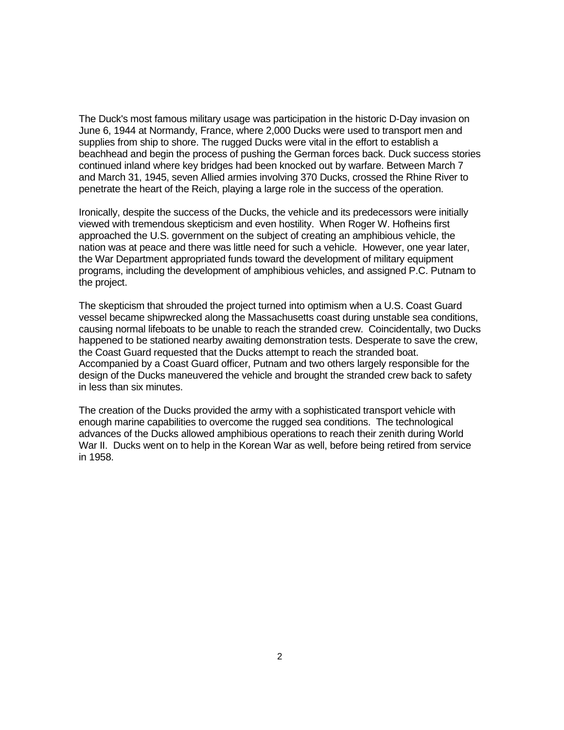The Duck's most famous military usage was participation in the historic D-Day invasion on June 6, 1944 at Normandy, France, where 2,000 Ducks were used to transport men and supplies from ship to shore. The rugged Ducks were vital in the effort to establish a beachhead and begin the process of pushing the German forces back. Duck success stories continued inland where key bridges had been knocked out by warfare. Between March 7 and March 31, 1945, seven Allied armies involving 370 Ducks, crossed the Rhine River to penetrate the heart of the Reich, playing a large role in the success of the operation.

Ironically, despite the success of the Ducks, the vehicle and its predecessors were initially viewed with tremendous skepticism and even hostility. When Roger W. Hofheins first approached the U.S. government on the subject of creating an amphibious vehicle, the nation was at peace and there was little need for such a vehicle. However, one year later, the War Department appropriated funds toward the development of military equipment programs, including the development of amphibious vehicles, and assigned P.C. Putnam to the project.

The skepticism that shrouded the project turned into optimism when a U.S. Coast Guard vessel became shipwrecked along the Massachusetts coast during unstable sea conditions, causing normal lifeboats to be unable to reach the stranded crew. Coincidentally, two Ducks happened to be stationed nearby awaiting demonstration tests. Desperate to save the crew, the Coast Guard requested that the Ducks attempt to reach the stranded boat. Accompanied by a Coast Guard officer, Putnam and two others largely responsible for the design of the Ducks maneuvered the vehicle and brought the stranded crew back to safety in less than six minutes.

The creation of the Ducks provided the army with a sophisticated transport vehicle with enough marine capabilities to overcome the rugged sea conditions. The technological advances of the Ducks allowed amphibious operations to reach their zenith during World War II. Ducks went on to help in the Korean War as well, before being retired from service in 1958.